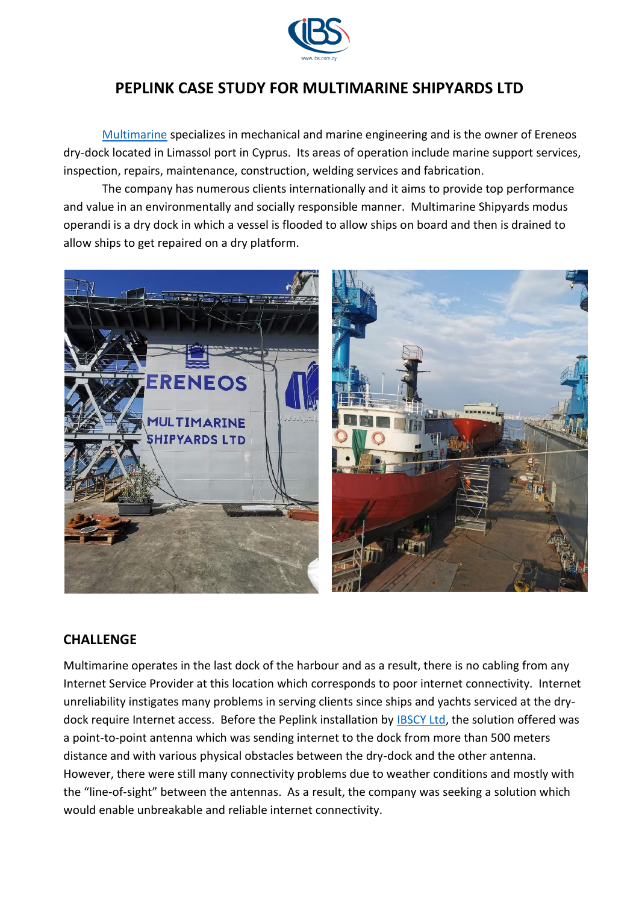# PEPLINK CASE STUDY FOR MULTIMARINE SHIPYARDS LTD

Multimarine specializes in mechanical and marine engineering and is the owner of Ereneos dry-dock located in Limassol port in Cyprus. Its areas of operation include marine support services, inspection, repairs, maintenance, construction, welding services and fabrication.

The company has numerous clients internationally and it aims to provide top performance and value in an environmentally and socially responsible manner. Multimarine Shipyards modus operandi is a dry dock in which a vessel is flooded to allow ships on board and then is drained to allow ships to get repaired on a dry platform.

## CHALLENGE

Multimarine operates in the last dock of the harbour and as a result, there is no cabling from any Internet Service Provider at this location which corresponds to poor internet connectivity. Internet unreliability instigates many problems in serving clients since ships and yachts serviced at the dry-dock require Internet access. Before the Peplink installation by IBSCY Ltd, the solution offered was a point-to-point antenna which was sending internet to the dock from more than 500 meters distance and with various physical obstacles between the dry-dock and the other antenna. However, there were still many connectivity problems due to weather conditions and mostly with the “line-of-sight” between the antennas. As a result, the company was seeking a solution which would enable unbreakable and reliable internet connectivity.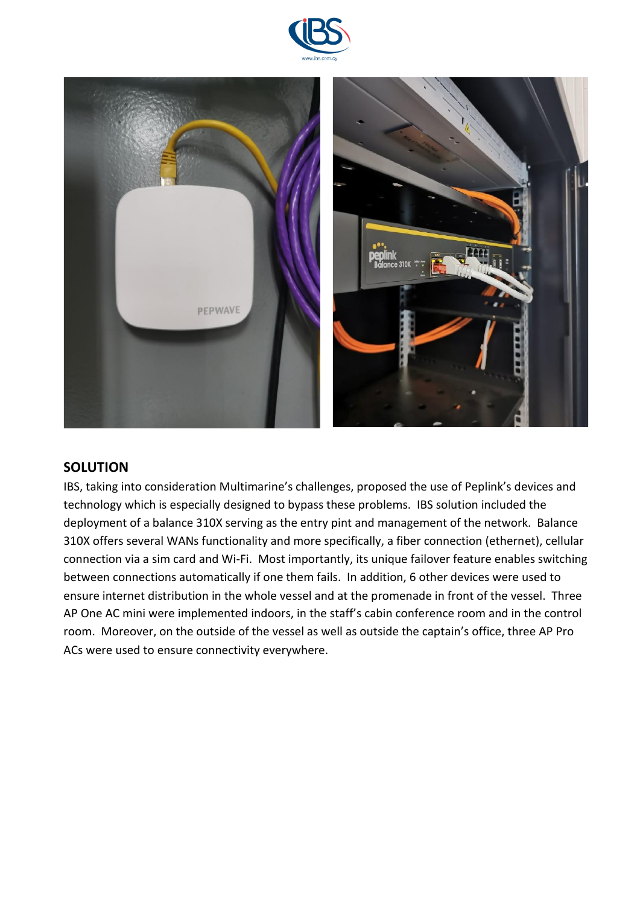## SOLUTION

IBS, taking into consideration Multimarine's challenges, proposed the use of Peplink's devices and technology which is especially designed to bypass these problems. IBS solution included the deployment of a balance 310X serving as the entry pint and management of the network. Balance 310X offers several WANs functionality and more specifically, a fiber connection (ethernet), cellular connection via a sim card and Wi-Fi. Most importantly, its unique failover feature enables switching between connections automatically if one them fails. In addition, 6 other devices were used to ensure internet distribution in the whole vessel and at the promenade in front of the vessel. Three AP One AC mini were implemented indoors, in the staff's cabin conference room and in the control room. Moreover, on the outside of the vessel as well as outside the captain's office, three AP Pro ACs were used to ensure connectivity everywhere.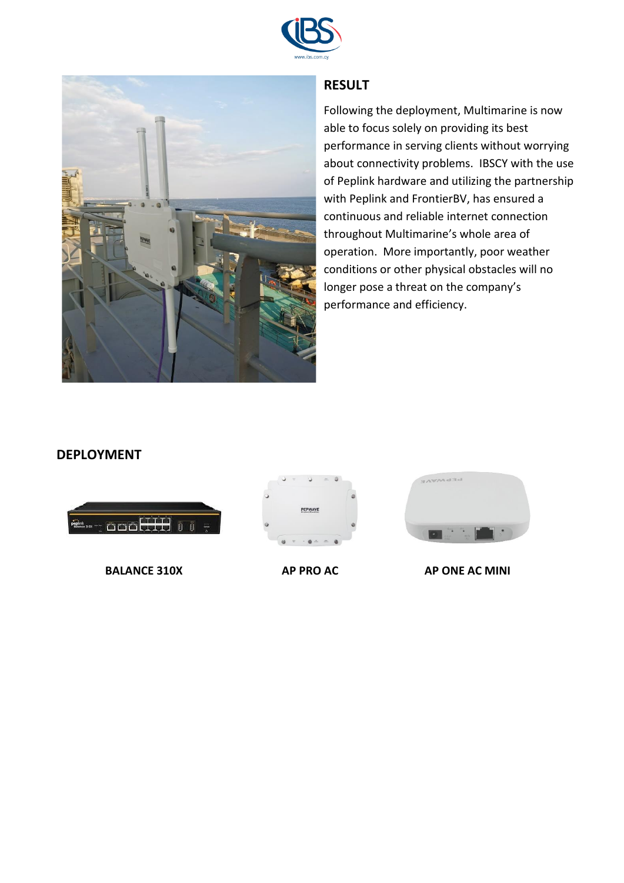## RESULT

Following the deployment, Multimarine is now able to focus solely on providing its best performance in serving clients without worrying about connectivity problems. IBSCY with the use of Peplink hardware and utilizing the partnership with Peplink and FrontierBV, has ensured a continuous and reliable internet connection throughout Multimarine's whole area of operation. More importantly, poor weather conditions or other physical obstacles will no longer pose a threat on the company's performance and efficiency.

## DEPLOYMENT

**BALANCE 310X**

**AP PRO AC**

**AP ONE AC MINI**